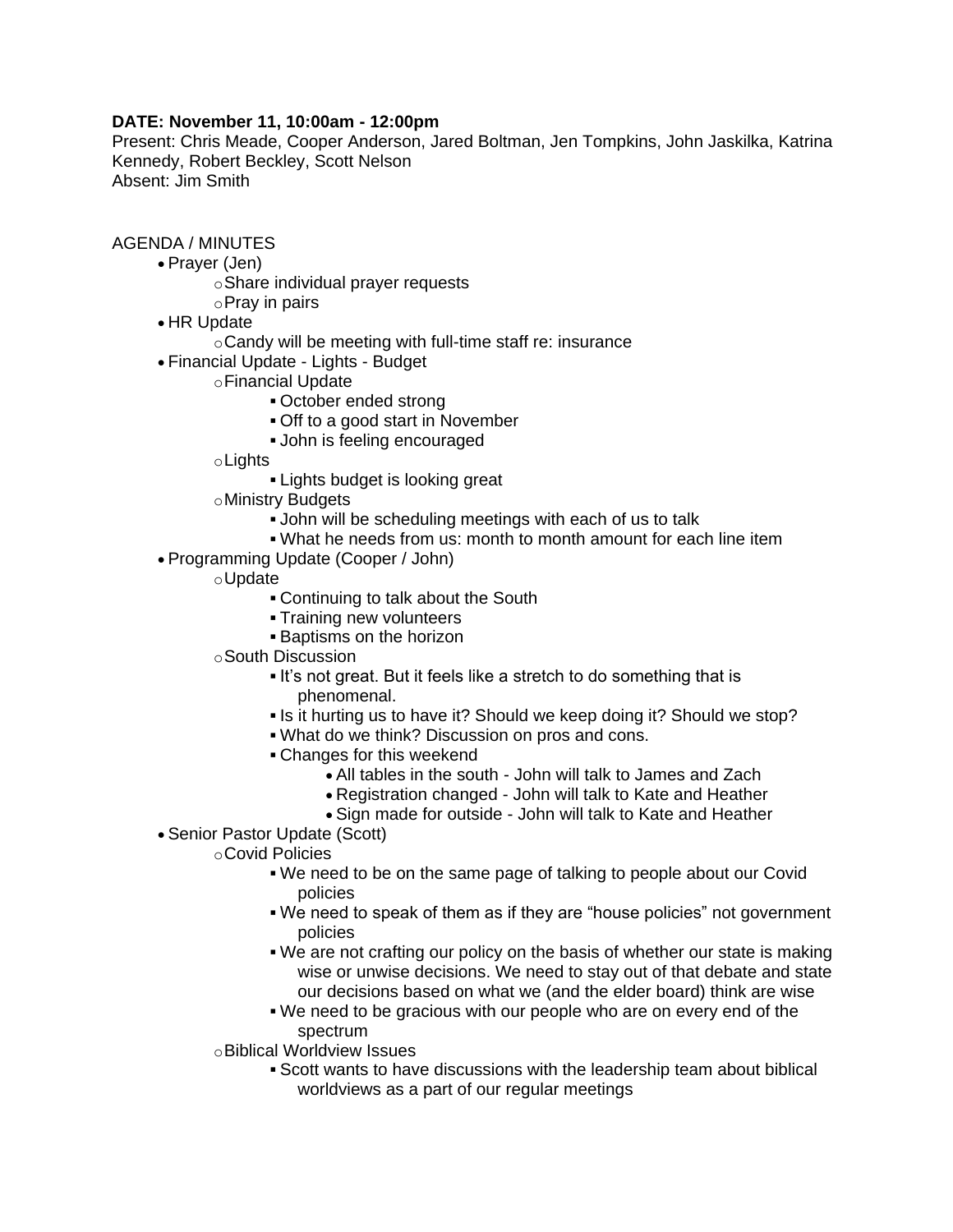**DATE: November 11, 10:00am - 12:00pm**
Present: Chris Meade, Cooper Anderson, Jared Boltman, Jen Tompkins, John Jaskilka, Katrina Kennedy, Robert Beckley, Scott Nelson
Absent: Jim Smith

AGENDA / MINUTES

- Prayer (Jen)
    - Share individual prayer requests
    - Pray in pairs
- HR Update
    - Candy will be meeting with full-time staff re: insurance
- Financial Update - Lights - Budget
    - Financial Update
        - October ended strong
        - Off to a good start in November
        - John is feeling encouraged
    - Lights
        - Lights budget is looking great
    - Ministry Budgets
        - John will be scheduling meetings with each of us to talk
        - What he needs from us: month to month amount for each line item
- Programming Update (Cooper / John)
    - Update
        - Continuing to talk about the South
        - Training new volunteers
        - Baptisms on the horizon
    - South Discussion
        - It's not great. But it feels like a stretch to do something that is phenomenal.
        - Is it hurting us to have it? Should we keep doing it? Should we stop?
        - What do we think? Discussion on pros and cons.
        - Changes for this weekend
            - All tables in the south - John will talk to James and Zach
            - Registration changed - John will talk to Kate and Heather
            - Sign made for outside - John will talk to Kate and Heather
- Senior Pastor Update (Scott)
    - Covid Policies
        - We need to be on the same page of talking to people about our Covid policies
        - We need to speak of them as if they are "house policies" not government policies
        - We are not crafting our policy on the basis of whether our state is making wise or unwise decisions. We need to stay out of that debate and state our decisions based on what we (and the elder board) think are wise
        - We need to be gracious with our people who are on every end of the spectrum
    - Biblical Worldview Issues
        - Scott wants to have discussions with the leadership team about biblical worldviews as a part of our regular meetings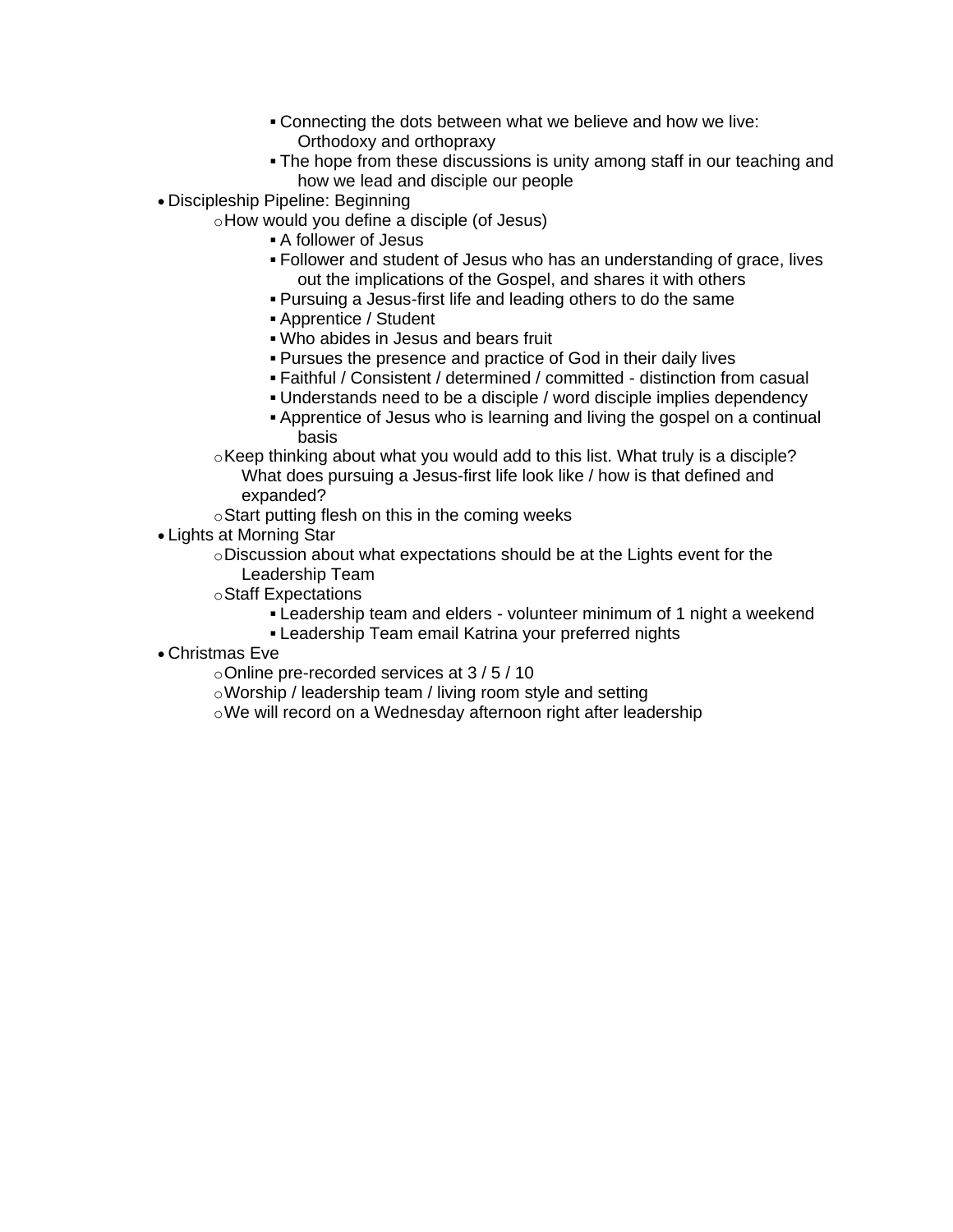- Connecting the dots between what we believe and how we live: Orthodoxy and orthopraxy
        - The hope from these discussions is unity among staff in our teaching and how we lead and disciple our people
- Discipleship Pipeline: Beginning
    - How would you define a disciple (of Jesus)
        - A follower of Jesus
        - Follower and student of Jesus who has an understanding of grace, lives out the implications of the Gospel, and shares it with others
        - Pursuing a Jesus-first life and leading others to do the same
        - Apprentice / Student
        - Who abides in Jesus and bears fruit
        - Pursues the presence and practice of God in their daily lives
        - Faithful / Consistent / determined / committed - distinction from casual
        - Understands need to be a disciple / word disciple implies dependency
        - Apprentice of Jesus who is learning and living the gospel on a continual basis
    - Keep thinking about what you would add to this list. What truly is a disciple? What does pursuing a Jesus-first life look like / how is that defined and expanded?
    - Start putting flesh on this in the coming weeks
- Lights at Morning Star
    - Discussion about what expectations should be at the Lights event for the Leadership Team
    - Staff Expectations
        - Leadership team and elders - volunteer minimum of 1 night a weekend
        - Leadership Team email Katrina your preferred nights
- Christmas Eve
    - Online pre-recorded services at 3 / 5 / 10
    - Worship / leadership team / living room style and setting
    - We will record on a Wednesday afternoon right after leadership